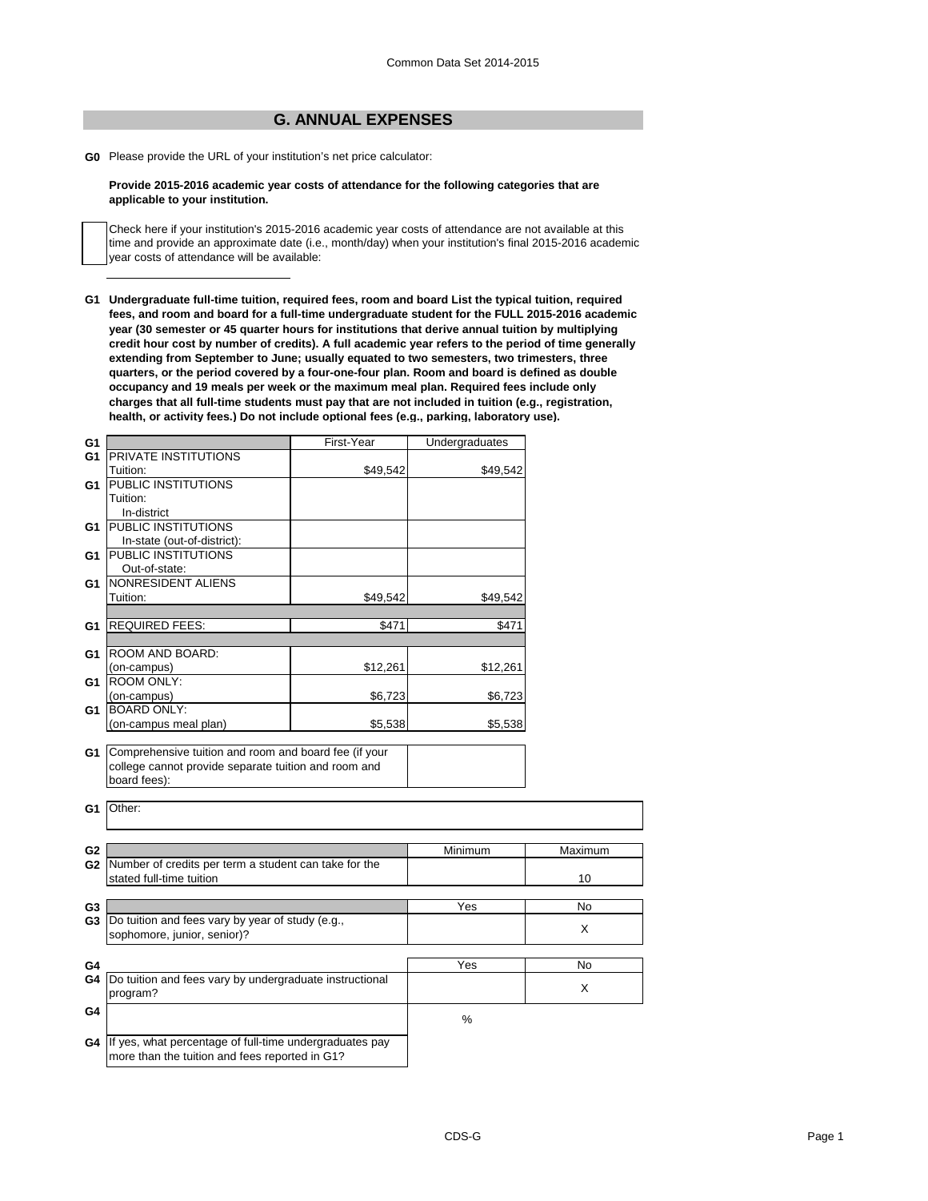Common Data Set 2014-2015

## G. ANNUAL EXPENSES

**G0** Please provide the URL of your institution's net price calculator:

**Provide 2015-2016 academic year costs of attendance for the following categories that are applicable to your institution.**

☐ Check here if your institution's 2015-2016 academic year costs of attendance are not available at this time and provide an approximate date (i.e., month/day) when your institution's final 2015-2016 academic year costs of attendance will be available:

**G1 Undergraduate full-time tuition, required fees, room and board List the typical tuition, required fees, and room and board for a full-time undergraduate student for the FULL 2015-2016 academic year (30 semester or 45 quarter hours for institutions that derive annual tuition by multiplying credit hour cost by number of credits). A full academic year refers to the period of time generally extending from September to June; usually equated to two semesters, two trimesters, three quarters, or the period covered by a four-one-four plan. Room and board is defined as double occupancy and 19 meals per week or the maximum meal plan. Required fees include only charges that all full-time students must pay that are not included in tuition (e.g., registration, health, or activity fees.) Do not include optional fees (e.g., parking, laboratory use).**

| | | First-Year | Undergraduates |
|---|---|---|---|
| G1 | PRIVATE INSTITUTIONS Tuition: | $49,542 | $49,542 |
| G1 | PUBLIC INSTITUTIONS Tuition: In-district | | |
| G1 | PUBLIC INSTITUTIONS In-state (out-of-district): | | |
| G1 | PUBLIC INSTITUTIONS Out-of-state: | | |
| G1 | NONRESIDENT ALIENS Tuition: | $49,542 | $49,542 |
| G1 | REQUIRED FEES: | $471 | $471 |
| G1 | ROOM AND BOARD: (on-campus) | $12,261 | $12,261 |
| G1 | ROOM ONLY: (on-campus) | $6,723 | $6,723 |
| G1 | BOARD ONLY: (on-campus meal plan) | $5,538 | $5,538 |

| | | |
|---|---|---|
| G1 | Comprehensive tuition and room and board fee (if your college cannot provide separate tuition and room and board fees): | |

**G1** Other:

| | | Minimum | Maximum |
|---|---|---|---|
| G2 | Number of credits per term a student can take for the stated full-time tuition | | 10 |

| | | Yes | No |
|---|---|---|---|
| G3 | Do tuition and fees vary by year of study (e.g., sophomore, junior, senior)? | | X |

| | | Yes | No |
|---|---|---|---|
| G4 | Do tuition and fees vary by undergraduate instructional program? | | X |

| | | % |
|---|---|---|
| G4 | If yes, what percentage of full-time undergraduates pay more than the tuition and fees reported in G1? | |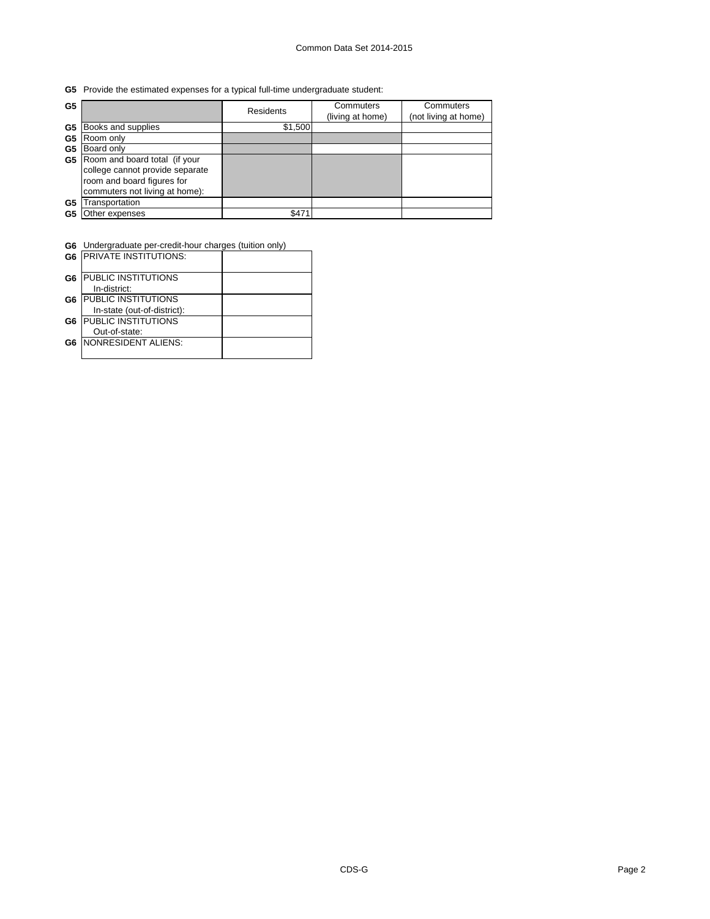**G5** Provide the estimated expenses for a typical full-time undergraduate student:

| G5 | | Residents | Commuters (living at home) | Commuters (not living at home) |
|---|---|---|---|---|
| G5 | Books and supplies | $1,500 | | |
| G5 | Room only | | | |
| G5 | Board only | | | |
| G5 | Room and board total (if your college cannot provide separate room and board figures for commuters not living at home): | | | |
| G5 | Transportation | | | |
| G5 | Other expenses | $471 | | |

**G6** Undergraduate per-credit-hour charges (tuition only)

| | | |
|---|---|---|
| G6 | PRIVATE INSTITUTIONS: | |
| G6 | PUBLIC INSTITUTIONS In-district: | |
| G6 | PUBLIC INSTITUTIONS In-state (out-of-district): | |
| G6 | PUBLIC INSTITUTIONS Out-of-state: | |
| G6 | NONRESIDENT ALIENS: | |